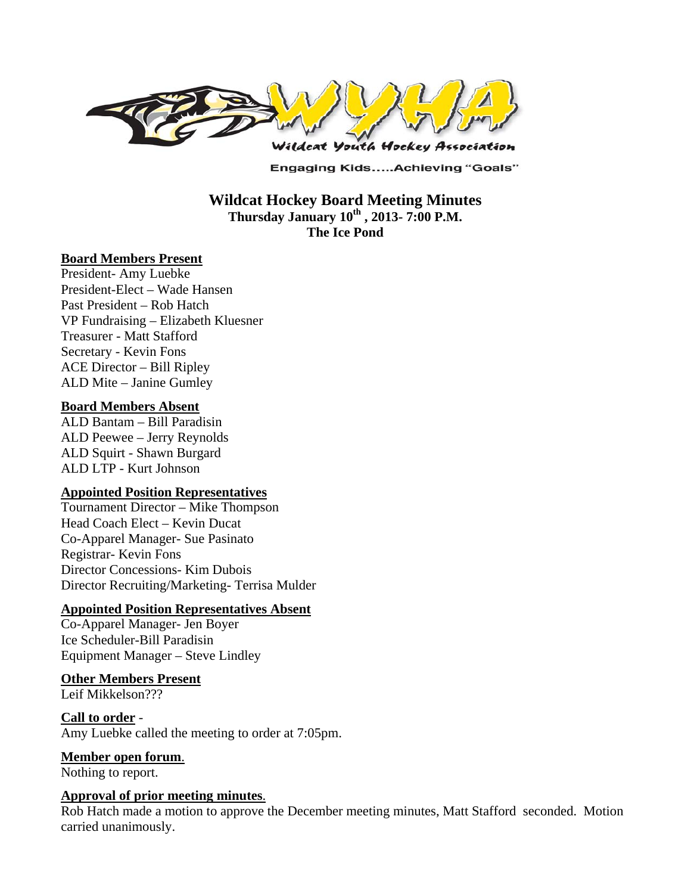Wildcat Youth Hockey Association

Engaging Kids.....Achieving "Goals"

# Wildcat Hockey Board Meeting Minutes

**Thursday January 10th , 2013- 7:00 P.M.**
**The Ice Pond**

**Board Members Present**

President- Amy Luebke
President-Elect – Wade Hansen
Past President – Rob Hatch
VP Fundraising – Elizabeth Kluesner
Treasurer - Matt Stafford
Secretary - Kevin Fons
ACE Director – Bill Ripley
ALD Mite – Janine Gumley

**Board Members Absent**

ALD Bantam – Bill Paradisin
ALD Peewee – Jerry Reynolds
ALD Squirt - Shawn Burgard
ALD LTP - Kurt Johnson

**Appointed Position Representatives**

Tournament Director – Mike Thompson
Head Coach Elect – Kevin Ducat
Co-Apparel Manager- Sue Pasinato
Registrar- Kevin Fons
Director Concessions- Kim Dubois
Director Recruiting/Marketing- Terrisa Mulder

**Appointed Position Representatives Absent**

Co-Apparel Manager- Jen Boyer
Ice Scheduler-Bill Paradisin
Equipment Manager – Steve Lindley

**Other Members Present**

Leif Mikkelson???

**Call to order** -
Amy Luebke called the meeting to order at 7:05pm.

**Member open forum**.
Nothing to report.

**Approval of prior meeting minutes**.
Rob Hatch made a motion to approve the December meeting minutes, Matt Stafford seconded. Motion carried unanimously.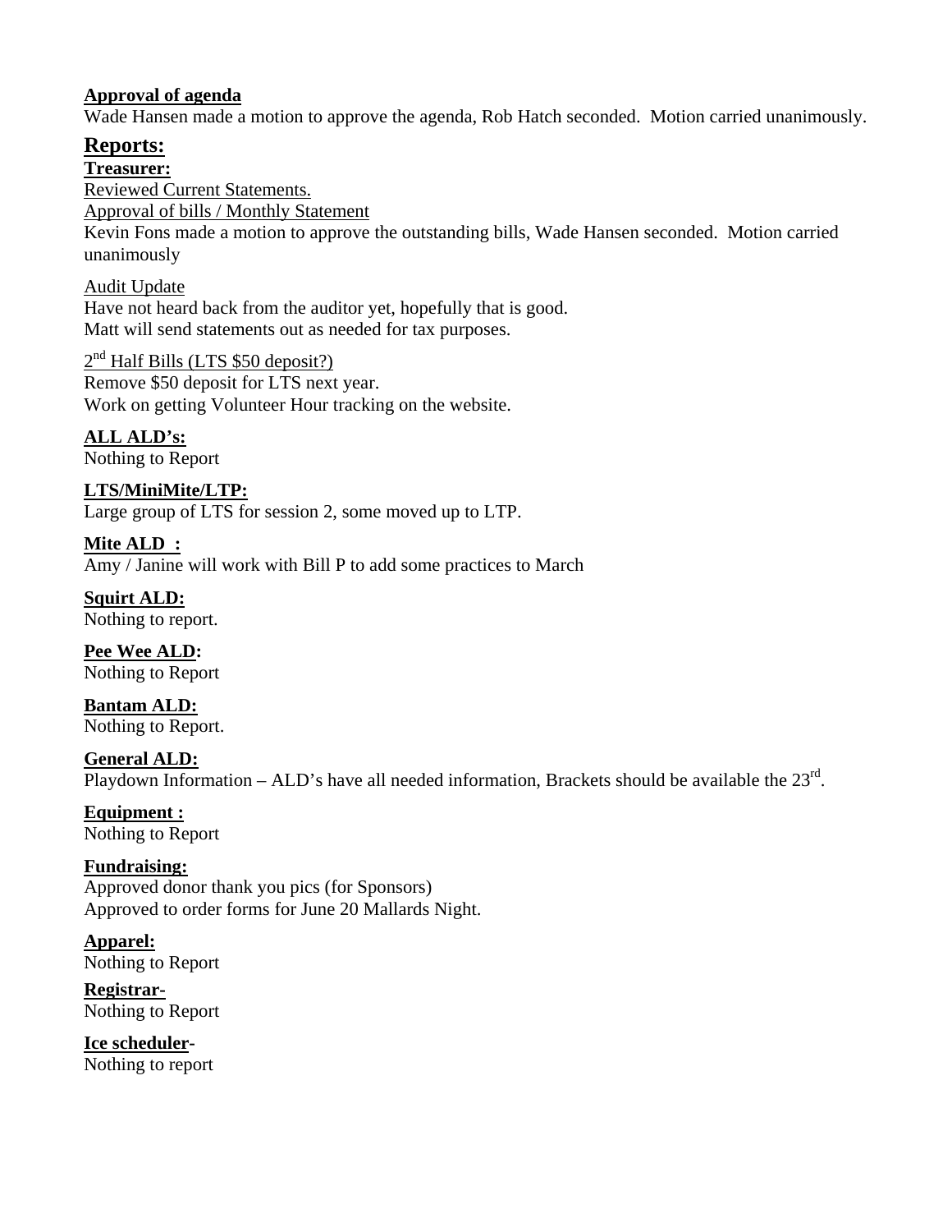**Approval of agenda**

Wade Hansen made a motion to approve the agenda, Rob Hatch seconded. Motion carried unanimously.

## Reports:

**Treasurer:**

Reviewed Current Statements.

Approval of bills / Monthly Statement

Kevin Fons made a motion to approve the outstanding bills, Wade Hansen seconded. Motion carried unanimously

Audit Update

Have not heard back from the auditor yet, hopefully that is good.
Matt will send statements out as needed for tax purposes.

2nd Half Bills (LTS $50 deposit?)

Remove $50 deposit for LTS next year.
Work on getting Volunteer Hour tracking on the website.

**ALL ALD's:**

Nothing to Report

**LTS/MiniMite/LTP:**

Large group of LTS for session 2, some moved up to LTP.

**Mite ALD :**

Amy / Janine will work with Bill P to add some practices to March

**Squirt ALD:**

Nothing to report.

**Pee Wee ALD:**

Nothing to Report

**Bantam ALD:**

Nothing to Report.

**General ALD:**

Playdown Information – ALD's have all needed information, Brackets should be available the 23rd.

**Equipment :**

Nothing to Report

**Fundraising:**

Approved donor thank you pics (for Sponsors)
Approved to order forms for June 20 Mallards Night.

**Apparel:**

Nothing to Report

**Registrar-**

Nothing to Report

**Ice scheduler-**

Nothing to report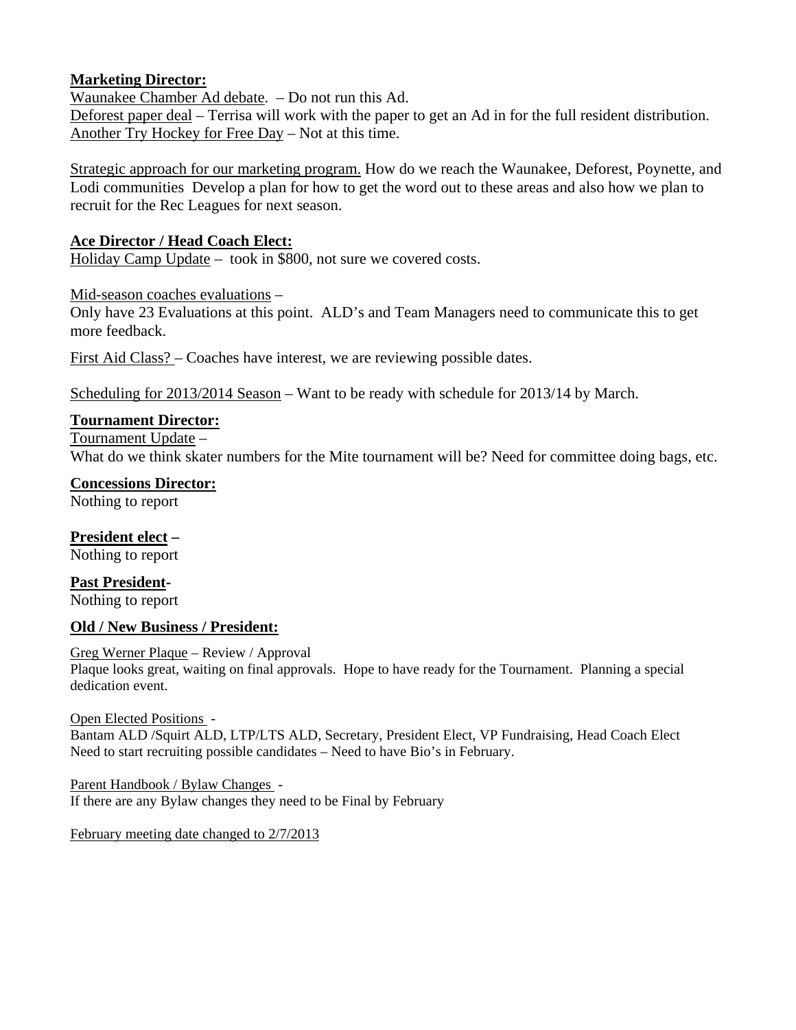**Marketing Director:**

Waunakee Chamber Ad debate. – Do not run this Ad.
Deforest paper deal – Terrisa will work with the paper to get an Ad in for the full resident distribution.
Another Try Hockey for Free Day – Not at this time.

Strategic approach for our marketing program. How do we reach the Waunakee, Deforest, Poynette, and Lodi communities Develop a plan for how to get the word out to these areas and also how we plan to recruit for the Rec Leagues for next season.

**Ace Director / Head Coach Elect:**

Holiday Camp Update – took in $800, not sure we covered costs.

Mid-season coaches evaluations –
Only have 23 Evaluations at this point. ALD's and Team Managers need to communicate this to get more feedback.

First Aid Class? – Coaches have interest, we are reviewing possible dates.

Scheduling for 2013/2014 Season – Want to be ready with schedule for 2013/14 by March.

**Tournament Director:**

Tournament Update –
What do we think skater numbers for the Mite tournament will be? Need for committee doing bags, etc.

**Concessions Director:**

Nothing to report

**President elect –**

Nothing to report

**Past President-**

Nothing to report

**Old / New Business / President:**

Greg Werner Plaque – Review / Approval
Plaque looks great, waiting on final approvals. Hope to have ready for the Tournament. Planning a special dedication event.

Open Elected Positions -
Bantam ALD /Squirt ALD, LTP/LTS ALD, Secretary, President Elect, VP Fundraising, Head Coach Elect
Need to start recruiting possible candidates – Need to have Bio's in February.

Parent Handbook / Bylaw Changes -
If there are any Bylaw changes they need to be Final by February

February meeting date changed to 2/7/2013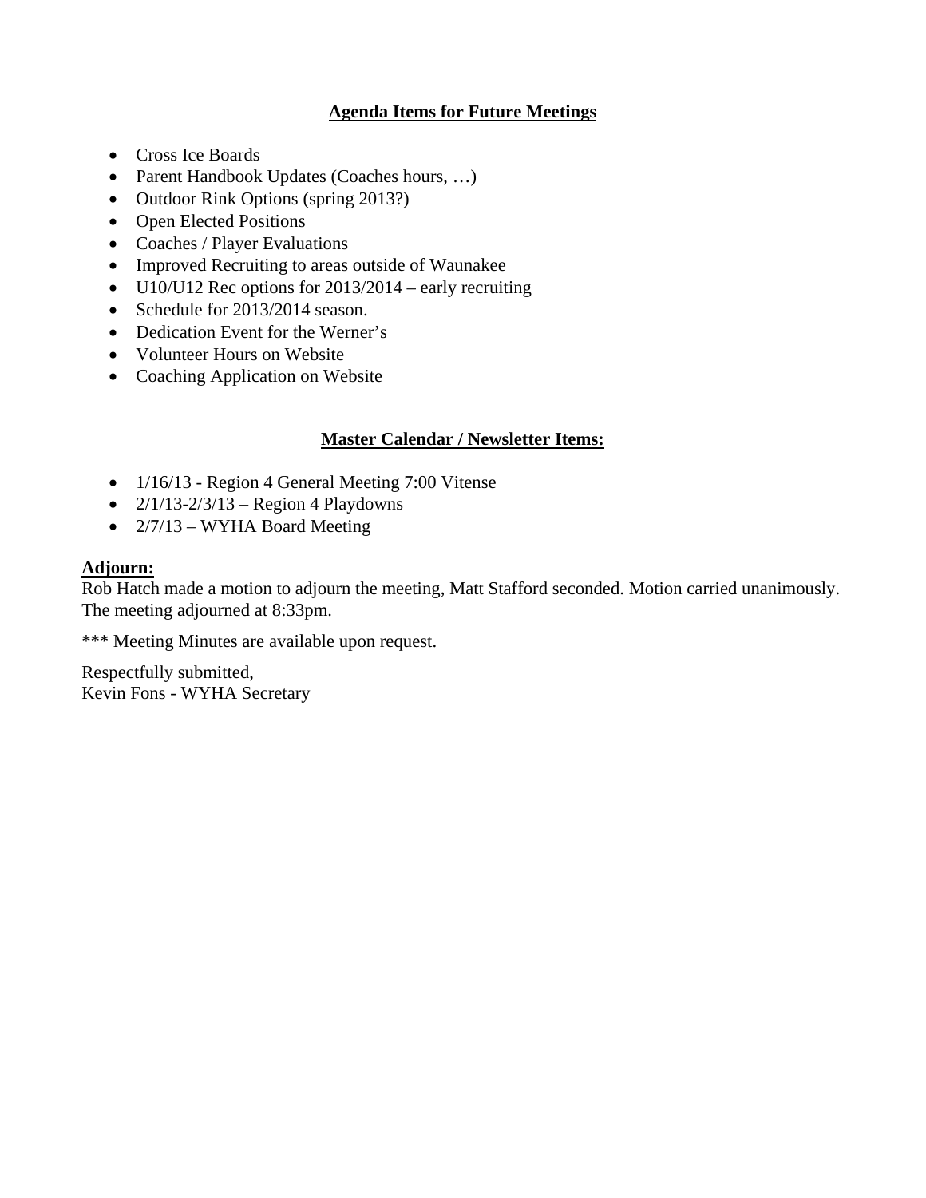## Agenda Items for Future Meetings

- Cross Ice Boards
- Parent Handbook Updates (Coaches hours, …)
- Outdoor Rink Options (spring 2013?)
- Open Elected Positions
- Coaches / Player Evaluations
- Improved Recruiting to areas outside of Waunakee
- U10/U12 Rec options for 2013/2014 – early recruiting
- Schedule for 2013/2014 season.
- Dedication Event for the Werner's
- Volunteer Hours on Website
- Coaching Application on Website

## Master Calendar / Newsletter Items:

- 1/16/13 - Region 4 General Meeting 7:00 Vitense
- 2/1/13-2/3/13 – Region 4 Playdowns
- 2/7/13 – WYHA Board Meeting

**Adjourn:**
Rob Hatch made a motion to adjourn the meeting, Matt Stafford seconded. Motion carried unanimously. The meeting adjourned at 8:33pm.

*** Meeting Minutes are available upon request.

Respectfully submitted,
Kevin Fons - WYHA Secretary